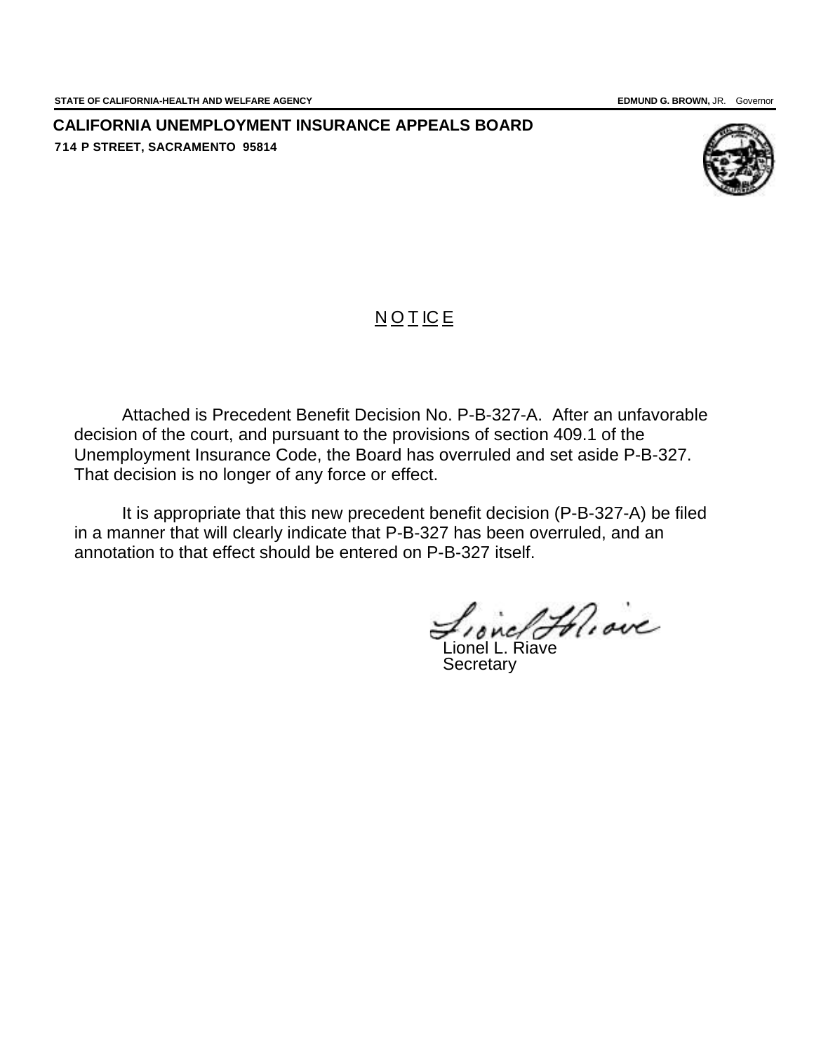STATE OF CALIFORNIA-HEALTH AND WELFARE AGENCY **EDMUND G. BROWN,** JR. Governor

**CALIFORNIA UNEMPLOYMENT INSURANCE APPEALS BOARD**

**714 P STREET, SACRAMENTO 95814**

# NOTICE

Attached is Precedent Benefit Decision No. P-B-327-A. After an unfavorable decision of the court, and pursuant to the provisions of section 409.1 of the Unemployment Insurance Code, the Board has overruled and set aside P-B-327. That decision is no longer of any force or effect.

It is appropriate that this new precedent benefit decision (P-B-327-A) be filed in a manner that will clearly indicate that P-B-327 has been overruled, and an annotation to that effect should be entered on P-B-327 itself.

Lionel L. Riave
Secretary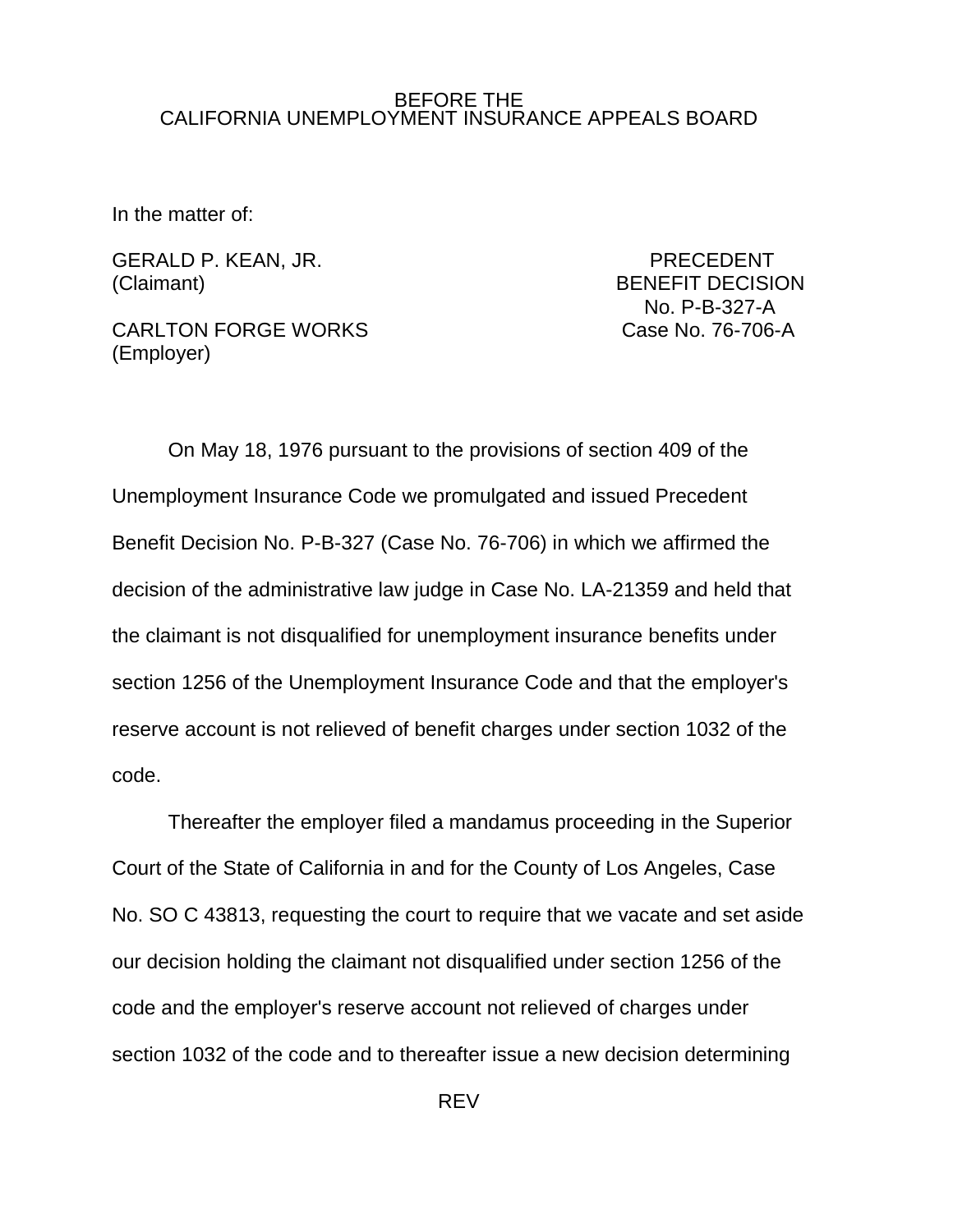BEFORE THE
CALIFORNIA UNEMPLOYMENT INSURANCE APPEALS BOARD

In the matter of:

GERALD P. KEAN, JR.
(Claimant)

CARLTON FORGE WORKS
(Employer)

PRECEDENT
BENEFIT DECISION
No. P-B-327-A
Case No. 76-706-A

On May 18, 1976 pursuant to the provisions of section 409 of the Unemployment Insurance Code we promulgated and issued Precedent Benefit Decision No. P-B-327 (Case No. 76-706) in which we affirmed the decision of the administrative law judge in Case No. LA-21359 and held that the claimant is not disqualified for unemployment insurance benefits under section 1256 of the Unemployment Insurance Code and that the employer's reserve account is not relieved of benefit charges under section 1032 of the code.

Thereafter the employer filed a mandamus proceeding in the Superior Court of the State of California in and for the County of Los Angeles, Case No. SO C 43813, requesting the court to require that we vacate and set aside our decision holding the claimant not disqualified under section 1256 of the code and the employer's reserve account not relieved of charges under section 1032 of the code and to thereafter issue a new decision determining

REV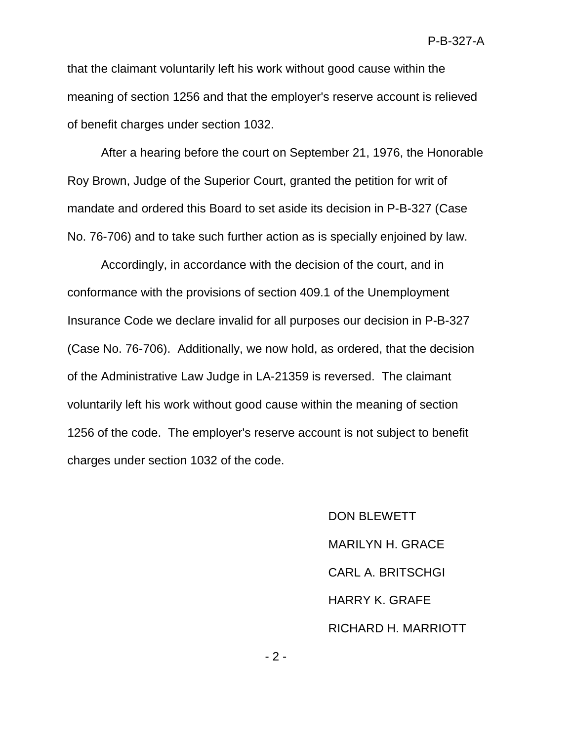that the claimant voluntarily left his work without good cause within the meaning of section 1256 and that the employer's reserve account is relieved of benefit charges under section 1032.

After a hearing before the court on September 21, 1976, the Honorable Roy Brown, Judge of the Superior Court, granted the petition for writ of mandate and ordered this Board to set aside its decision in P-B-327 (Case No. 76-706) and to take such further action as is specially enjoined by law.

Accordingly, in accordance with the decision of the court, and in conformance with the provisions of section 409.1 of the Unemployment Insurance Code we declare invalid for all purposes our decision in P-B-327 (Case No. 76-706). Additionally, we now hold, as ordered, that the decision of the Administrative Law Judge in LA-21359 is reversed. The claimant voluntarily left his work without good cause within the meaning of section 1256 of the code. The employer's reserve account is not subject to benefit charges under section 1032 of the code.

DON BLEWETT

MARILYN H. GRACE

CARL A. BRITSCHGI

HARRY K. GRAFE

RICHARD H. MARRIOTT